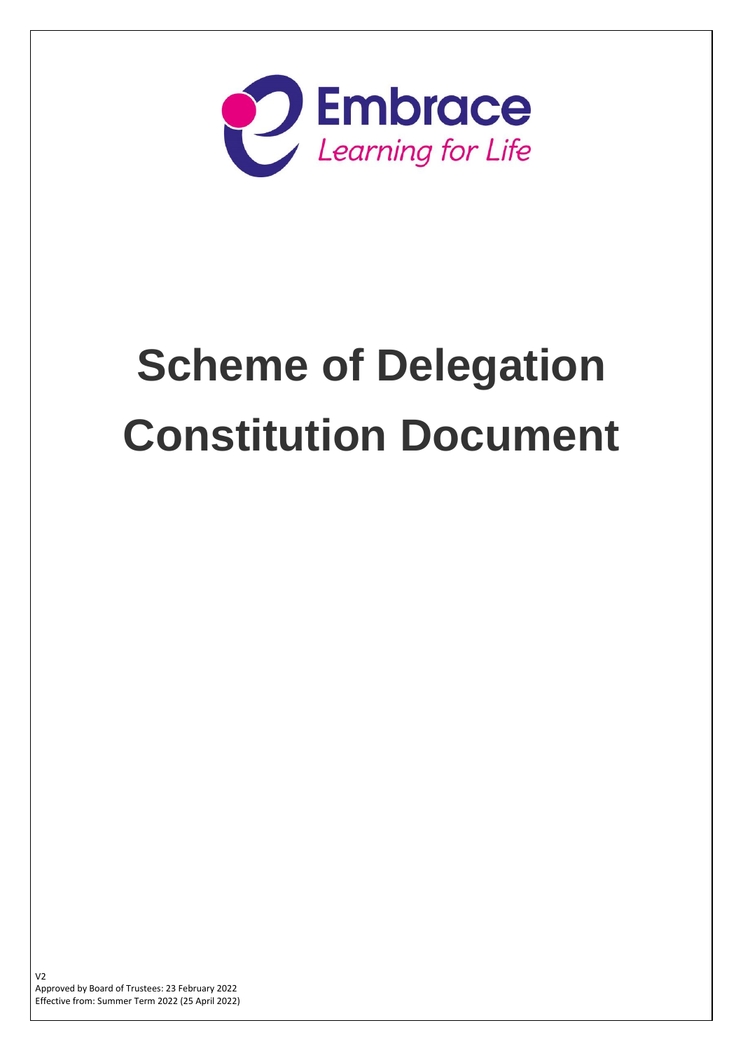Embrace

*Learning for Life*

# Scheme of Delegation Constitution Document

V2

Approved by Board of Trustees: 23 February 2022

Effective from: Summer Term 2022 (25 April 2022)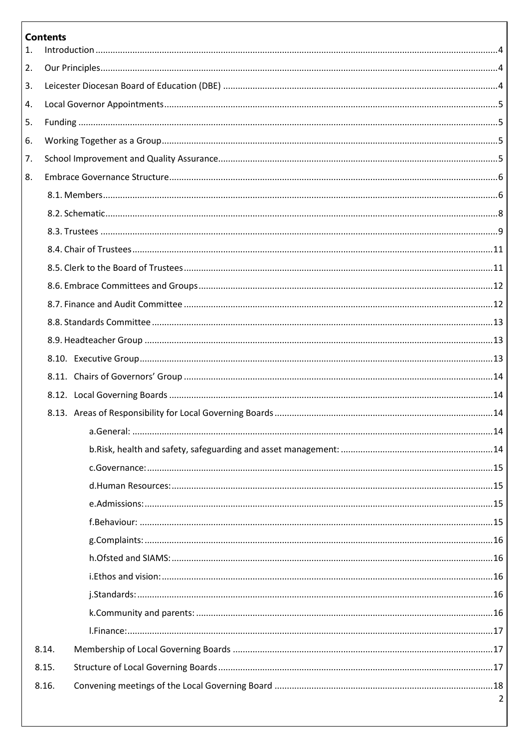## Contents

1. Introduction ..... 4
2. Our Principles ..... 4
3. Leicester Diocesan Board of Education (DBE) ..... 4
4. Local Governor Appointments ..... 5
5. Funding ..... 5
6. Working Together as a Group ..... 5
7. School Improvement and Quality Assurance ..... 5
8. Embrace Governance Structure ..... 6
   - 8.1. Members ..... 6
   - 8.2. Schematic ..... 8
   - 8.3. Trustees ..... 9
   - 8.4. Chair of Trustees ..... 11
   - 8.5. Clerk to the Board of Trustees ..... 11
   - 8.6. Embrace Committees and Groups ..... 12
   - 8.7. Finance and Audit Committee ..... 12
   - 8.8. Standards Committee ..... 13
   - 8.9. Headteacher Group ..... 13
   - 8.10. Executive Group ..... 13
   - 8.11. Chairs of Governors' Group ..... 14
   - 8.12. Local Governing Boards ..... 14
   - 8.13. Areas of Responsibility for Local Governing Boards ..... 14
     - a.General: ..... 14
     - b.Risk, health and safety, safeguarding and asset management: ..... 14
     - c.Governance: ..... 15
     - d.Human Resources: ..... 15
     - e.Admissions: ..... 15
     - f.Behaviour: ..... 15
     - g.Complaints: ..... 16
     - h.Ofsted and SIAMS: ..... 16
     - i.Ethos and vision: ..... 16
     - j.Standards: ..... 16
     - k.Community and parents: ..... 16
     - l.Finance: ..... 17
   - 8.14. Membership of Local Governing Boards ..... 17
   - 8.15. Structure of Local Governing Boards ..... 17
   - 8.16. Convening meetings of the Local Governing Board ..... 18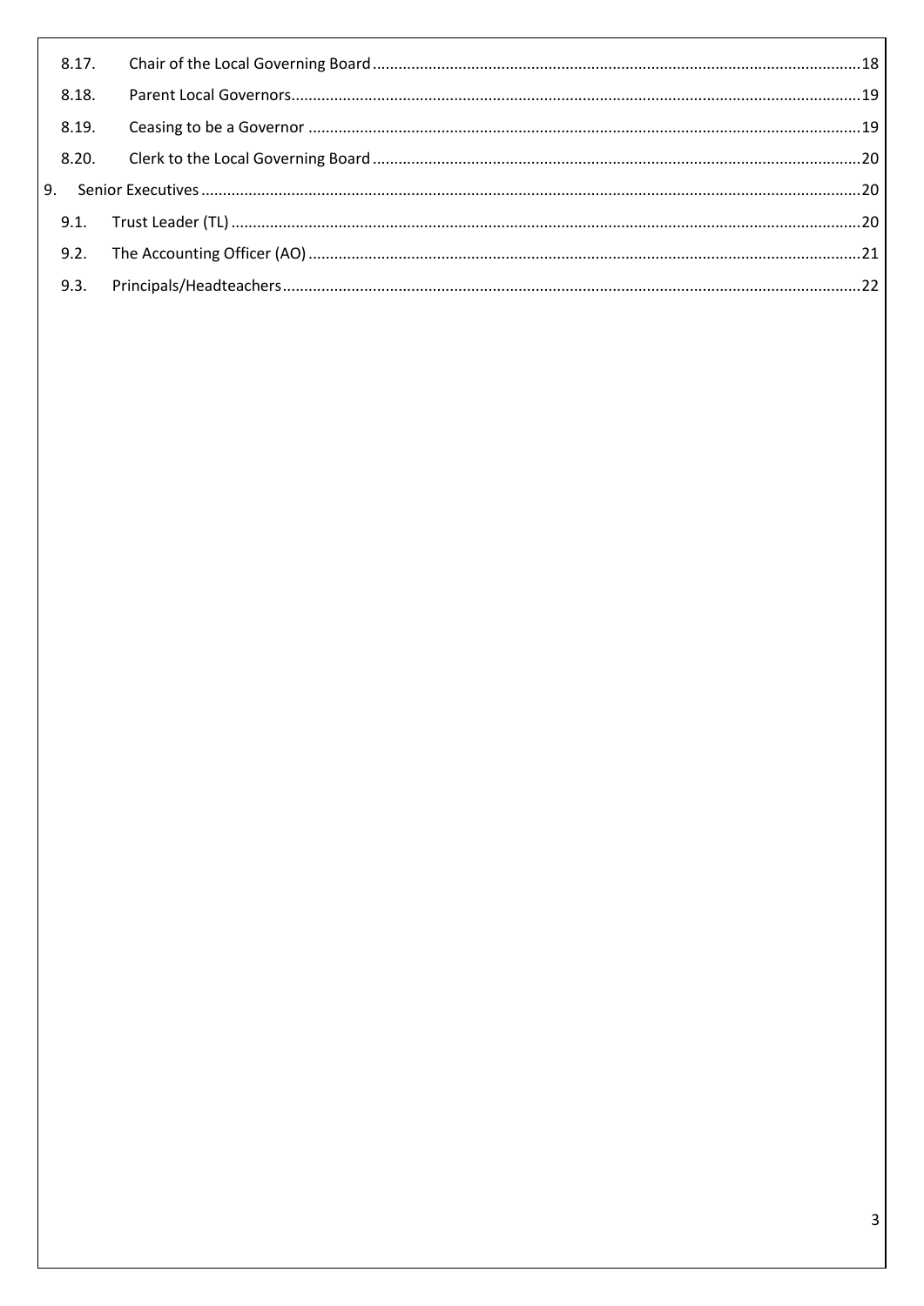- 8.17. Chair of the Local Governing Board ........ 18
- 8.18. Parent Local Governors ........ 19
- 8.19. Ceasing to be a Governor ........ 19
- 8.20. Clerk to the Local Governing Board ........ 20

9. Senior Executives ........ 20
- 9.1. Trust Leader (TL) ........ 20
- 9.2. The Accounting Officer (AO) ........ 21
- 9.3. Principals/Headteachers ........ 22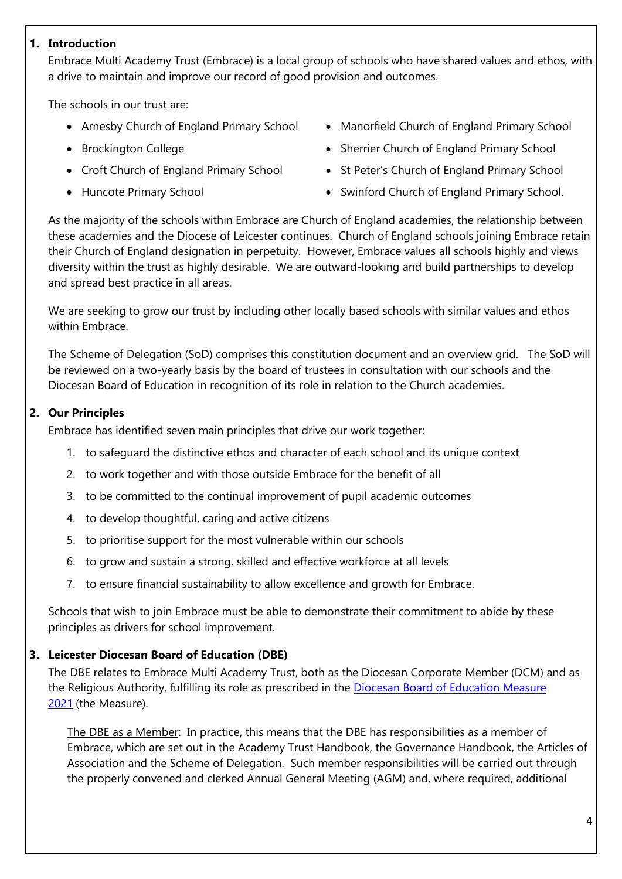## 1. Introduction

Embrace Multi Academy Trust (Embrace) is a local group of schools who have shared values and ethos, with a drive to maintain and improve our record of good provision and outcomes.

The schools in our trust are:

- Arnesby Church of England Primary School
- Brockington College
- Croft Church of England Primary School
- Huncote Primary School
- Manorfield Church of England Primary School
- Sherrier Church of England Primary School
- St Peter's Church of England Primary School
- Swinford Church of England Primary School.

As the majority of the schools within Embrace are Church of England academies, the relationship between these academies and the Diocese of Leicester continues. Church of England schools joining Embrace retain their Church of England designation in perpetuity. However, Embrace values all schools highly and views diversity within the trust as highly desirable. We are outward-looking and build partnerships to develop and spread best practice in all areas.

We are seeking to grow our trust by including other locally based schools with similar values and ethos within Embrace.

The Scheme of Delegation (SoD) comprises this constitution document and an overview grid. The SoD will be reviewed on a two-yearly basis by the board of trustees in consultation with our schools and the Diocesan Board of Education in recognition of its role in relation to the Church academies.

## 2. Our Principles

Embrace has identified seven main principles that drive our work together:

1. to safeguard the distinctive ethos and character of each school and its unique context
2. to work together and with those outside Embrace for the benefit of all
3. to be committed to the continual improvement of pupil academic outcomes
4. to develop thoughtful, caring and active citizens
5. to prioritise support for the most vulnerable within our schools
6. to grow and sustain a strong, skilled and effective workforce at all levels
7. to ensure financial sustainability to allow excellence and growth for Embrace.

Schools that wish to join Embrace must be able to demonstrate their commitment to abide by these principles as drivers for school improvement.

## 3. Leicester Diocesan Board of Education (DBE)

The DBE relates to Embrace Multi Academy Trust, both as the Diocesan Corporate Member (DCM) and as the Religious Authority, fulfilling its role as prescribed in the Diocesan Board of Education Measure 2021 (the Measure).

The DBE as a Member: In practice, this means that the DBE has responsibilities as a member of Embrace, which are set out in the Academy Trust Handbook, the Governance Handbook, the Articles of Association and the Scheme of Delegation. Such member responsibilities will be carried out through the properly convened and clerked Annual General Meeting (AGM) and, where required, additional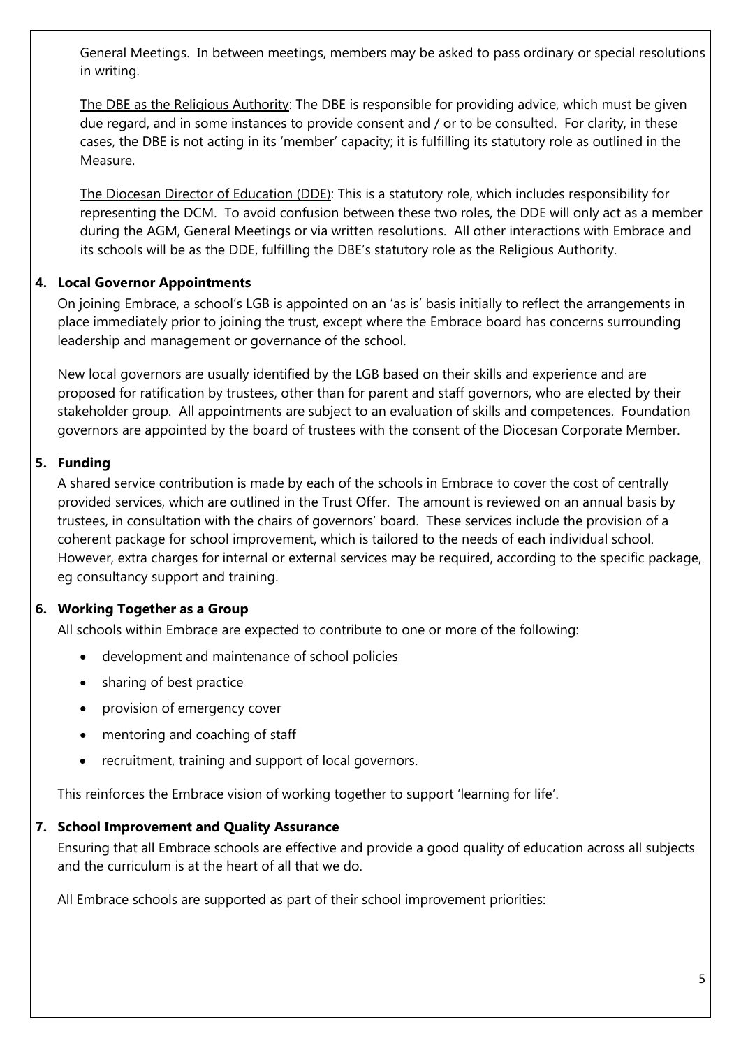General Meetings. In between meetings, members may be asked to pass ordinary or special resolutions in writing.

<u>The DBE as the Religious Authority</u>: The DBE is responsible for providing advice, which must be given due regard, and in some instances to provide consent and / or to be consulted. For clarity, in these cases, the DBE is not acting in its 'member' capacity; it is fulfilling its statutory role as outlined in the Measure.

<u>The Diocesan Director of Education (DDE)</u>: This is a statutory role, which includes responsibility for representing the DCM. To avoid confusion between these two roles, the DDE will only act as a member during the AGM, General Meetings or via written resolutions. All other interactions with Embrace and its schools will be as the DDE, fulfilling the DBE's statutory role as the Religious Authority.

**4. Local Governor Appointments**

On joining Embrace, a school's LGB is appointed on an 'as is' basis initially to reflect the arrangements in place immediately prior to joining the trust, except where the Embrace board has concerns surrounding leadership and management or governance of the school.

New local governors are usually identified by the LGB based on their skills and experience and are proposed for ratification by trustees, other than for parent and staff governors, who are elected by their stakeholder group. All appointments are subject to an evaluation of skills and competences. Foundation governors are appointed by the board of trustees with the consent of the Diocesan Corporate Member.

**5. Funding**

A shared service contribution is made by each of the schools in Embrace to cover the cost of centrally provided services, which are outlined in the Trust Offer. The amount is reviewed on an annual basis by trustees, in consultation with the chairs of governors' board. These services include the provision of a coherent package for school improvement, which is tailored to the needs of each individual school. However, extra charges for internal or external services may be required, according to the specific package, eg consultancy support and training.

**6. Working Together as a Group**

All schools within Embrace are expected to contribute to one or more of the following:

- development and maintenance of school policies
- sharing of best practice
- provision of emergency cover
- mentoring and coaching of staff
- recruitment, training and support of local governors.

This reinforces the Embrace vision of working together to support 'learning for life'.

**7. School Improvement and Quality Assurance**

Ensuring that all Embrace schools are effective and provide a good quality of education across all subjects and the curriculum is at the heart of all that we do.

All Embrace schools are supported as part of their school improvement priorities: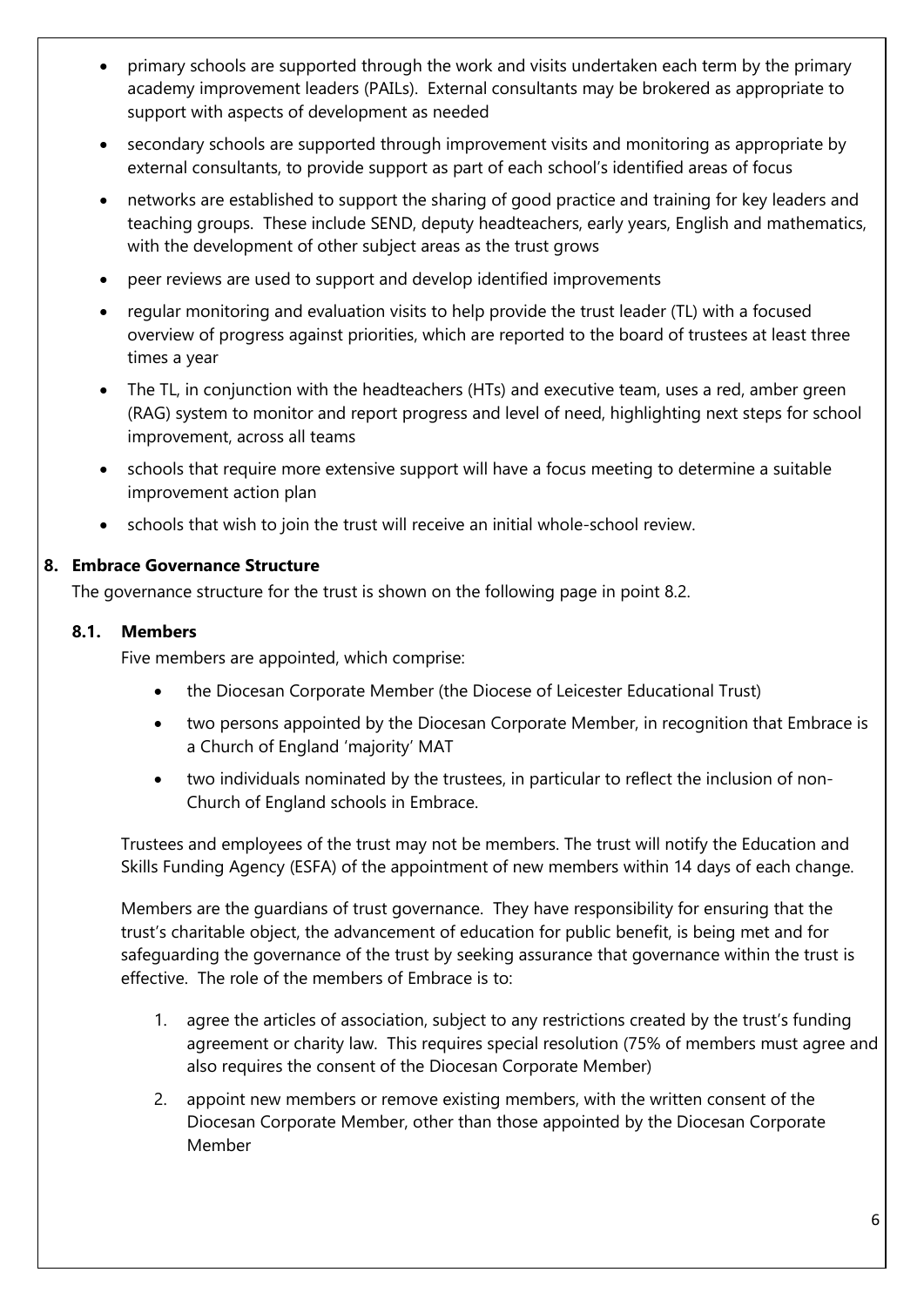- primary schools are supported through the work and visits undertaken each term by the primary academy improvement leaders (PAILs). External consultants may be brokered as appropriate to support with aspects of development as needed
- secondary schools are supported through improvement visits and monitoring as appropriate by external consultants, to provide support as part of each school's identified areas of focus
- networks are established to support the sharing of good practice and training for key leaders and teaching groups. These include SEND, deputy headteachers, early years, English and mathematics, with the development of other subject areas as the trust grows
- peer reviews are used to support and develop identified improvements
- regular monitoring and evaluation visits to help provide the trust leader (TL) with a focused overview of progress against priorities, which are reported to the board of trustees at least three times a year
- The TL, in conjunction with the headteachers (HTs) and executive team, uses a red, amber green (RAG) system to monitor and report progress and level of need, highlighting next steps for school improvement, across all teams
- schools that require more extensive support will have a focus meeting to determine a suitable improvement action plan
- schools that wish to join the trust will receive an initial whole-school review.

## 8. Embrace Governance Structure

The governance structure for the trust is shown on the following page in point 8.2.

### 8.1. Members

Five members are appointed, which comprise:

- the Diocesan Corporate Member (the Diocese of Leicester Educational Trust)
- two persons appointed by the Diocesan Corporate Member, in recognition that Embrace is a Church of England 'majority' MAT
- two individuals nominated by the trustees, in particular to reflect the inclusion of non-Church of England schools in Embrace.

Trustees and employees of the trust may not be members. The trust will notify the Education and Skills Funding Agency (ESFA) of the appointment of new members within 14 days of each change.

Members are the guardians of trust governance. They have responsibility for ensuring that the trust's charitable object, the advancement of education for public benefit, is being met and for safeguarding the governance of the trust by seeking assurance that governance within the trust is effective. The role of the members of Embrace is to:

1. agree the articles of association, subject to any restrictions created by the trust's funding agreement or charity law. This requires special resolution (75% of members must agree and also requires the consent of the Diocesan Corporate Member)
2. appoint new members or remove existing members, with the written consent of the Diocesan Corporate Member, other than those appointed by the Diocesan Corporate Member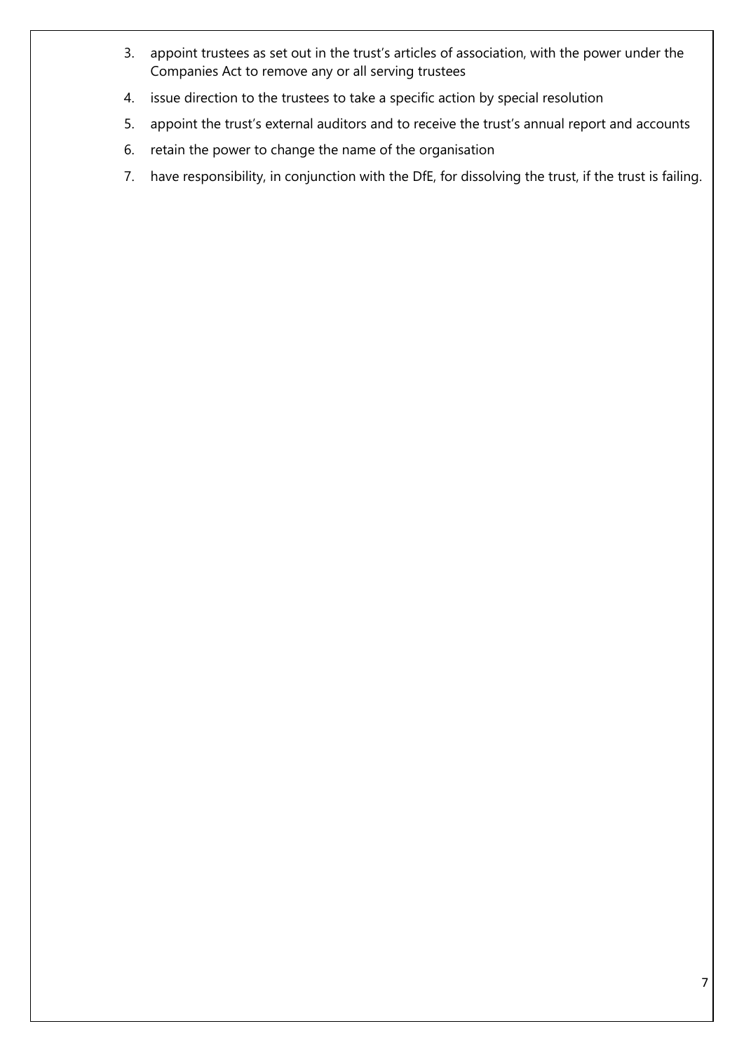3. appoint trustees as set out in the trust's articles of association, with the power under the Companies Act to remove any or all serving trustees
4. issue direction to the trustees to take a specific action by special resolution
5. appoint the trust's external auditors and to receive the trust's annual report and accounts
6. retain the power to change the name of the organisation
7. have responsibility, in conjunction with the DfE, for dissolving the trust, if the trust is failing.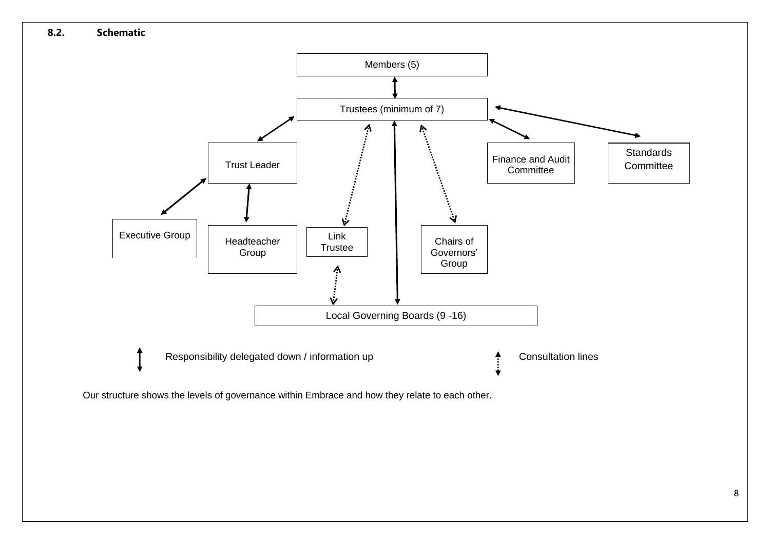## 8.2. Schematic

Members (5)

Trustees (minimum of 7)

Trust Leader

Finance and Audit Committee

Standards Committee

Executive Group

Headteacher Group

Link Trustee

Chairs of Governors' Group

Local Governing Boards (9 -16)

Responsibility delegated down / information up

Consultation lines

Our structure shows the levels of governance within Embrace and how they relate to each other.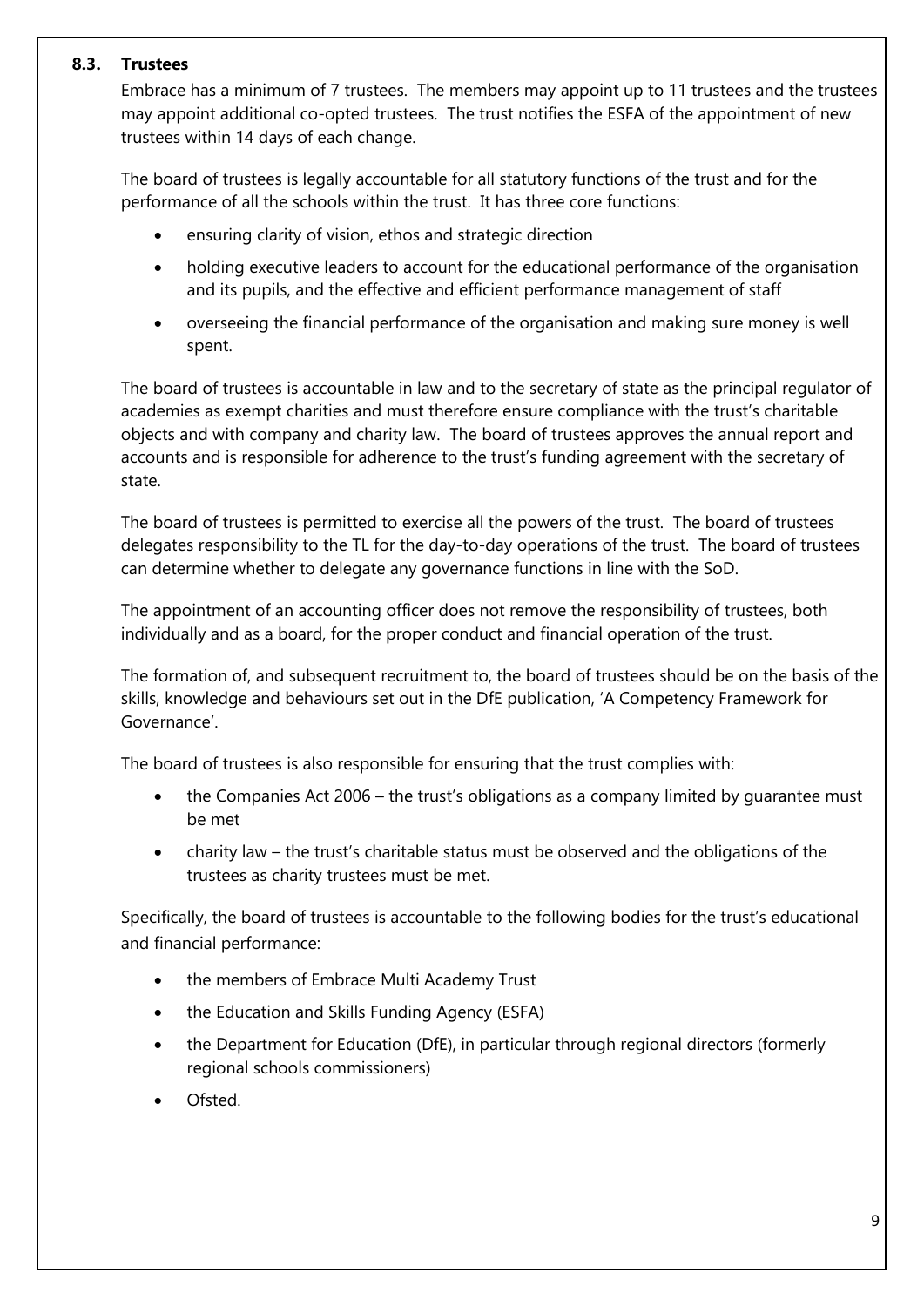### 8.3. Trustees

Embrace has a minimum of 7 trustees. The members may appoint up to 11 trustees and the trustees may appoint additional co-opted trustees. The trust notifies the ESFA of the appointment of new trustees within 14 days of each change.

The board of trustees is legally accountable for all statutory functions of the trust and for the performance of all the schools within the trust. It has three core functions:

- ensuring clarity of vision, ethos and strategic direction
- holding executive leaders to account for the educational performance of the organisation and its pupils, and the effective and efficient performance management of staff
- overseeing the financial performance of the organisation and making sure money is well spent.

The board of trustees is accountable in law and to the secretary of state as the principal regulator of academies as exempt charities and must therefore ensure compliance with the trust's charitable objects and with company and charity law. The board of trustees approves the annual report and accounts and is responsible for adherence to the trust's funding agreement with the secretary of state.

The board of trustees is permitted to exercise all the powers of the trust. The board of trustees delegates responsibility to the TL for the day-to-day operations of the trust. The board of trustees can determine whether to delegate any governance functions in line with the SoD.

The appointment of an accounting officer does not remove the responsibility of trustees, both individually and as a board, for the proper conduct and financial operation of the trust.

The formation of, and subsequent recruitment to, the board of trustees should be on the basis of the skills, knowledge and behaviours set out in the DfE publication, 'A Competency Framework for Governance'.

The board of trustees is also responsible for ensuring that the trust complies with:

- the Companies Act 2006 – the trust's obligations as a company limited by guarantee must be met
- charity law – the trust's charitable status must be observed and the obligations of the trustees as charity trustees must be met.

Specifically, the board of trustees is accountable to the following bodies for the trust's educational and financial performance:

- the members of Embrace Multi Academy Trust
- the Education and Skills Funding Agency (ESFA)
- the Department for Education (DfE), in particular through regional directors (formerly regional schools commissioners)
- Ofsted.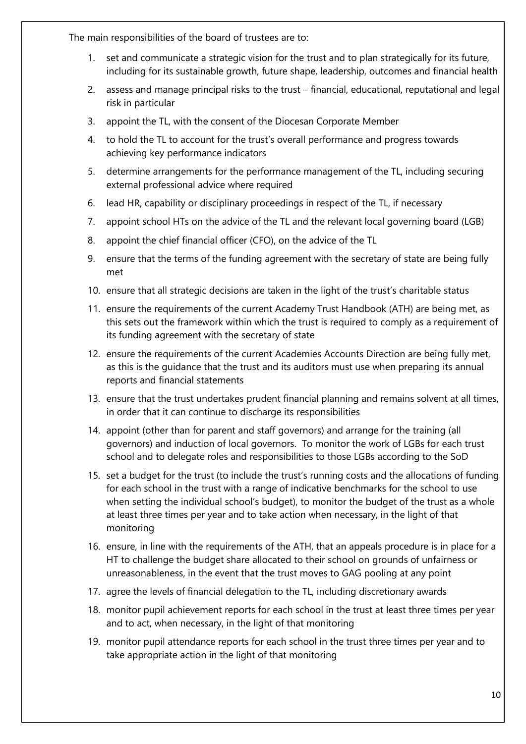The main responsibilities of the board of trustees are to:

1. set and communicate a strategic vision for the trust and to plan strategically for its future, including for its sustainable growth, future shape, leadership, outcomes and financial health
2. assess and manage principal risks to the trust – financial, educational, reputational and legal risk in particular
3. appoint the TL, with the consent of the Diocesan Corporate Member
4. to hold the TL to account for the trust's overall performance and progress towards achieving key performance indicators
5. determine arrangements for the performance management of the TL, including securing external professional advice where required
6. lead HR, capability or disciplinary proceedings in respect of the TL, if necessary
7. appoint school HTs on the advice of the TL and the relevant local governing board (LGB)
8. appoint the chief financial officer (CFO), on the advice of the TL
9. ensure that the terms of the funding agreement with the secretary of state are being fully met
10. ensure that all strategic decisions are taken in the light of the trust's charitable status
11. ensure the requirements of the current Academy Trust Handbook (ATH) are being met, as this sets out the framework within which the trust is required to comply as a requirement of its funding agreement with the secretary of state
12. ensure the requirements of the current Academies Accounts Direction are being fully met, as this is the guidance that the trust and its auditors must use when preparing its annual reports and financial statements
13. ensure that the trust undertakes prudent financial planning and remains solvent at all times, in order that it can continue to discharge its responsibilities
14. appoint (other than for parent and staff governors) and arrange for the training (all governors) and induction of local governors. To monitor the work of LGBs for each trust school and to delegate roles and responsibilities to those LGBs according to the SoD
15. set a budget for the trust (to include the trust's running costs and the allocations of funding for each school in the trust with a range of indicative benchmarks for the school to use when setting the individual school's budget), to monitor the budget of the trust as a whole at least three times per year and to take action when necessary, in the light of that monitoring
16. ensure, in line with the requirements of the ATH, that an appeals procedure is in place for a HT to challenge the budget share allocated to their school on grounds of unfairness or unreasonableness, in the event that the trust moves to GAG pooling at any point
17. agree the levels of financial delegation to the TL, including discretionary awards
18. monitor pupil achievement reports for each school in the trust at least three times per year and to act, when necessary, in the light of that monitoring
19. monitor pupil attendance reports for each school in the trust three times per year and to take appropriate action in the light of that monitoring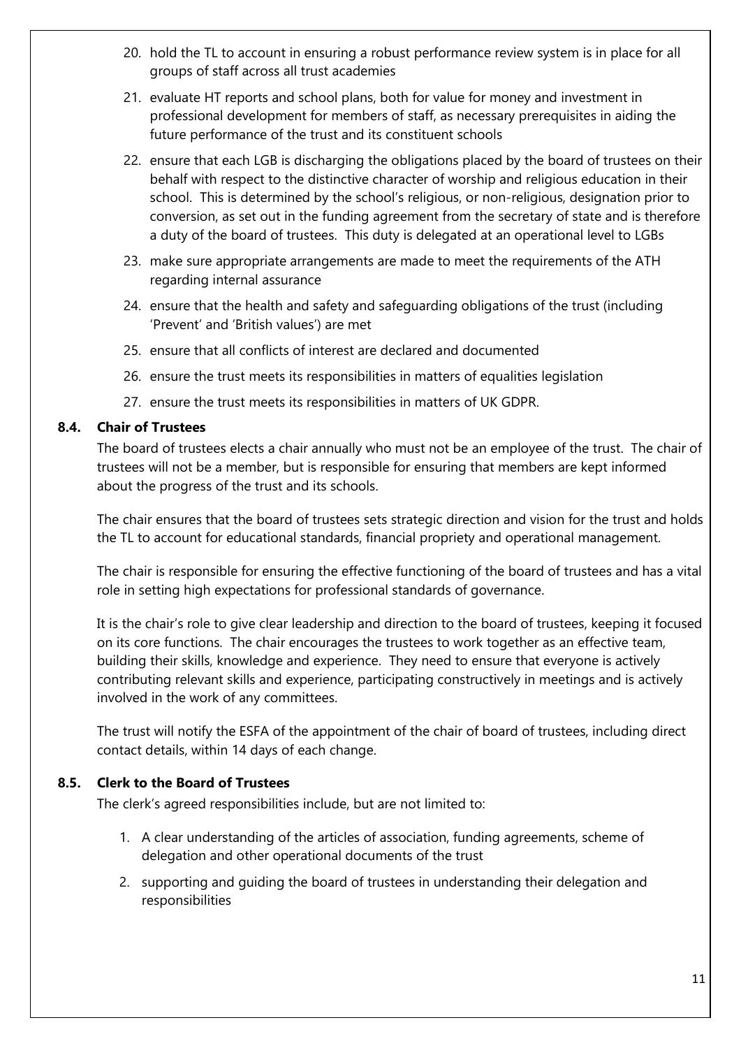20. hold the TL to account in ensuring a robust performance review system is in place for all groups of staff across all trust academies
21. evaluate HT reports and school plans, both for value for money and investment in professional development for members of staff, as necessary prerequisites in aiding the future performance of the trust and its constituent schools
22. ensure that each LGB is discharging the obligations placed by the board of trustees on their behalf with respect to the distinctive character of worship and religious education in their school. This is determined by the school's religious, or non-religious, designation prior to conversion, as set out in the funding agreement from the secretary of state and is therefore a duty of the board of trustees. This duty is delegated at an operational level to LGBs
23. make sure appropriate arrangements are made to meet the requirements of the ATH regarding internal assurance
24. ensure that the health and safety and safeguarding obligations of the trust (including 'Prevent' and 'British values') are met
25. ensure that all conflicts of interest are declared and documented
26. ensure the trust meets its responsibilities in matters of equalities legislation
27. ensure the trust meets its responsibilities in matters of UK GDPR.

### 8.4. Chair of Trustees

The board of trustees elects a chair annually who must not be an employee of the trust. The chair of trustees will not be a member, but is responsible for ensuring that members are kept informed about the progress of the trust and its schools.

The chair ensures that the board of trustees sets strategic direction and vision for the trust and holds the TL to account for educational standards, financial propriety and operational management.

The chair is responsible for ensuring the effective functioning of the board of trustees and has a vital role in setting high expectations for professional standards of governance.

It is the chair's role to give clear leadership and direction to the board of trustees, keeping it focused on its core functions. The chair encourages the trustees to work together as an effective team, building their skills, knowledge and experience. They need to ensure that everyone is actively contributing relevant skills and experience, participating constructively in meetings and is actively involved in the work of any committees.

The trust will notify the ESFA of the appointment of the chair of board of trustees, including direct contact details, within 14 days of each change.

### 8.5. Clerk to the Board of Trustees

The clerk's agreed responsibilities include, but are not limited to:

1. A clear understanding of the articles of association, funding agreements, scheme of delegation and other operational documents of the trust
2. supporting and guiding the board of trustees in understanding their delegation and responsibilities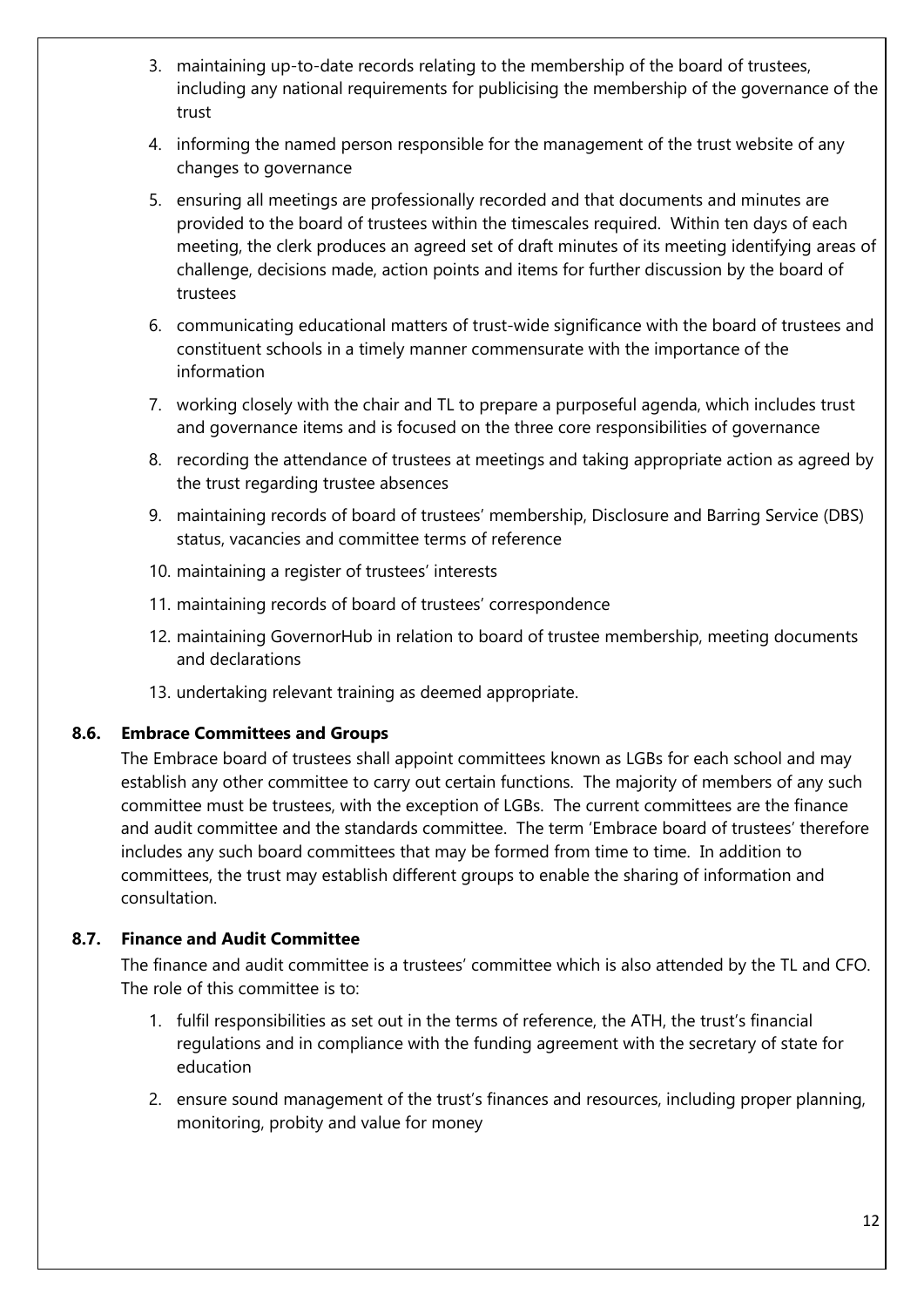3. maintaining up-to-date records relating to the membership of the board of trustees, including any national requirements for publicising the membership of the governance of the trust
4. informing the named person responsible for the management of the trust website of any changes to governance
5. ensuring all meetings are professionally recorded and that documents and minutes are provided to the board of trustees within the timescales required. Within ten days of each meeting, the clerk produces an agreed set of draft minutes of its meeting identifying areas of challenge, decisions made, action points and items for further discussion by the board of trustees
6. communicating educational matters of trust-wide significance with the board of trustees and constituent schools in a timely manner commensurate with the importance of the information
7. working closely with the chair and TL to prepare a purposeful agenda, which includes trust and governance items and is focused on the three core responsibilities of governance
8. recording the attendance of trustees at meetings and taking appropriate action as agreed by the trust regarding trustee absences
9. maintaining records of board of trustees' membership, Disclosure and Barring Service (DBS) status, vacancies and committee terms of reference
10. maintaining a register of trustees' interests
11. maintaining records of board of trustees' correspondence
12. maintaining GovernorHub in relation to board of trustee membership, meeting documents and declarations
13. undertaking relevant training as deemed appropriate.

### 8.6. Embrace Committees and Groups

The Embrace board of trustees shall appoint committees known as LGBs for each school and may establish any other committee to carry out certain functions. The majority of members of any such committee must be trustees, with the exception of LGBs. The current committees are the finance and audit committee and the standards committee. The term 'Embrace board of trustees' therefore includes any such board committees that may be formed from time to time. In addition to committees, the trust may establish different groups to enable the sharing of information and consultation.

### 8.7. Finance and Audit Committee

The finance and audit committee is a trustees' committee which is also attended by the TL and CFO. The role of this committee is to:

1. fulfil responsibilities as set out in the terms of reference, the ATH, the trust's financial regulations and in compliance with the funding agreement with the secretary of state for education
2. ensure sound management of the trust's finances and resources, including proper planning, monitoring, probity and value for money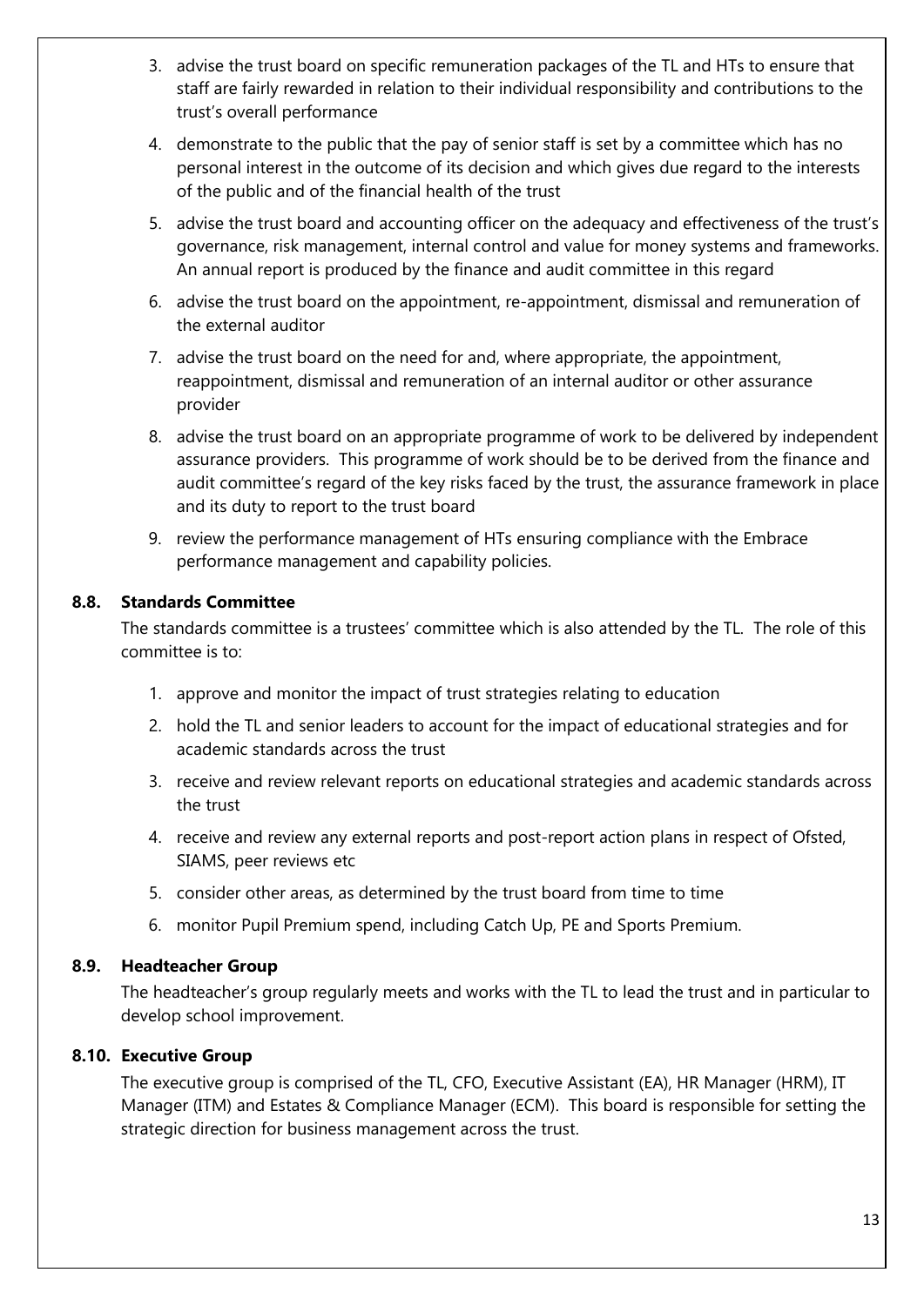3. advise the trust board on specific remuneration packages of the TL and HTs to ensure that staff are fairly rewarded in relation to their individual responsibility and contributions to the trust's overall performance
4. demonstrate to the public that the pay of senior staff is set by a committee which has no personal interest in the outcome of its decision and which gives due regard to the interests of the public and of the financial health of the trust
5. advise the trust board and accounting officer on the adequacy and effectiveness of the trust's governance, risk management, internal control and value for money systems and frameworks. An annual report is produced by the finance and audit committee in this regard
6. advise the trust board on the appointment, re-appointment, dismissal and remuneration of the external auditor
7. advise the trust board on the need for and, where appropriate, the appointment, reappointment, dismissal and remuneration of an internal auditor or other assurance provider
8. advise the trust board on an appropriate programme of work to be delivered by independent assurance providers. This programme of work should be to be derived from the finance and audit committee's regard of the key risks faced by the trust, the assurance framework in place and its duty to report to the trust board
9. review the performance management of HTs ensuring compliance with the Embrace performance management and capability policies.

### 8.8. Standards Committee

The standards committee is a trustees' committee which is also attended by the TL. The role of this committee is to:

1. approve and monitor the impact of trust strategies relating to education
2. hold the TL and senior leaders to account for the impact of educational strategies and for academic standards across the trust
3. receive and review relevant reports on educational strategies and academic standards across the trust
4. receive and review any external reports and post-report action plans in respect of Ofsted, SIAMS, peer reviews etc
5. consider other areas, as determined by the trust board from time to time
6. monitor Pupil Premium spend, including Catch Up, PE and Sports Premium.

### 8.9. Headteacher Group

The headteacher's group regularly meets and works with the TL to lead the trust and in particular to develop school improvement.

### 8.10. Executive Group

The executive group is comprised of the TL, CFO, Executive Assistant (EA), HR Manager (HRM), IT Manager (ITM) and Estates & Compliance Manager (ECM). This board is responsible for setting the strategic direction for business management across the trust.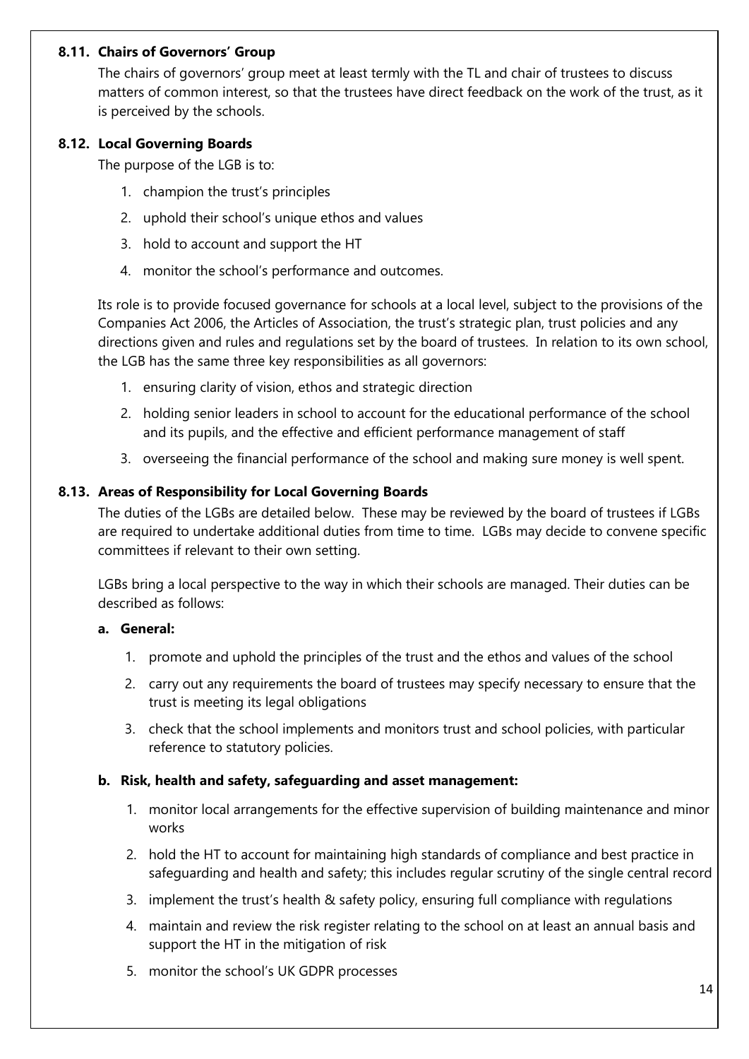### 8.11. Chairs of Governors' Group

The chairs of governors' group meet at least termly with the TL and chair of trustees to discuss matters of common interest, so that the trustees have direct feedback on the work of the trust, as it is perceived by the schools.

### 8.12. Local Governing Boards

The purpose of the LGB is to:

1. champion the trust's principles
2. uphold their school's unique ethos and values
3. hold to account and support the HT
4. monitor the school's performance and outcomes.

Its role is to provide focused governance for schools at a local level, subject to the provisions of the Companies Act 2006, the Articles of Association, the trust's strategic plan, trust policies and any directions given and rules and regulations set by the board of trustees. In relation to its own school, the LGB has the same three key responsibilities as all governors:

1. ensuring clarity of vision, ethos and strategic direction
2. holding senior leaders in school to account for the educational performance of the school and its pupils, and the effective and efficient performance management of staff
3. overseeing the financial performance of the school and making sure money is well spent.

### 8.13. Areas of Responsibility for Local Governing Boards

The duties of the LGBs are detailed below. These may be reviewed by the board of trustees if LGBs are required to undertake additional duties from time to time. LGBs may decide to convene specific committees if relevant to their own setting.

LGBs bring a local perspective to the way in which their schools are managed. Their duties can be described as follows:

**a. General:**

1. promote and uphold the principles of the trust and the ethos and values of the school
2. carry out any requirements the board of trustees may specify necessary to ensure that the trust is meeting its legal obligations
3. check that the school implements and monitors trust and school policies, with particular reference to statutory policies.

**b. Risk, health and safety, safeguarding and asset management:**

1. monitor local arrangements for the effective supervision of building maintenance and minor works
2. hold the HT to account for maintaining high standards of compliance and best practice in safeguarding and health and safety; this includes regular scrutiny of the single central record
3. implement the trust's health & safety policy, ensuring full compliance with regulations
4. maintain and review the risk register relating to the school on at least an annual basis and support the HT in the mitigation of risk
5. monitor the school's UK GDPR processes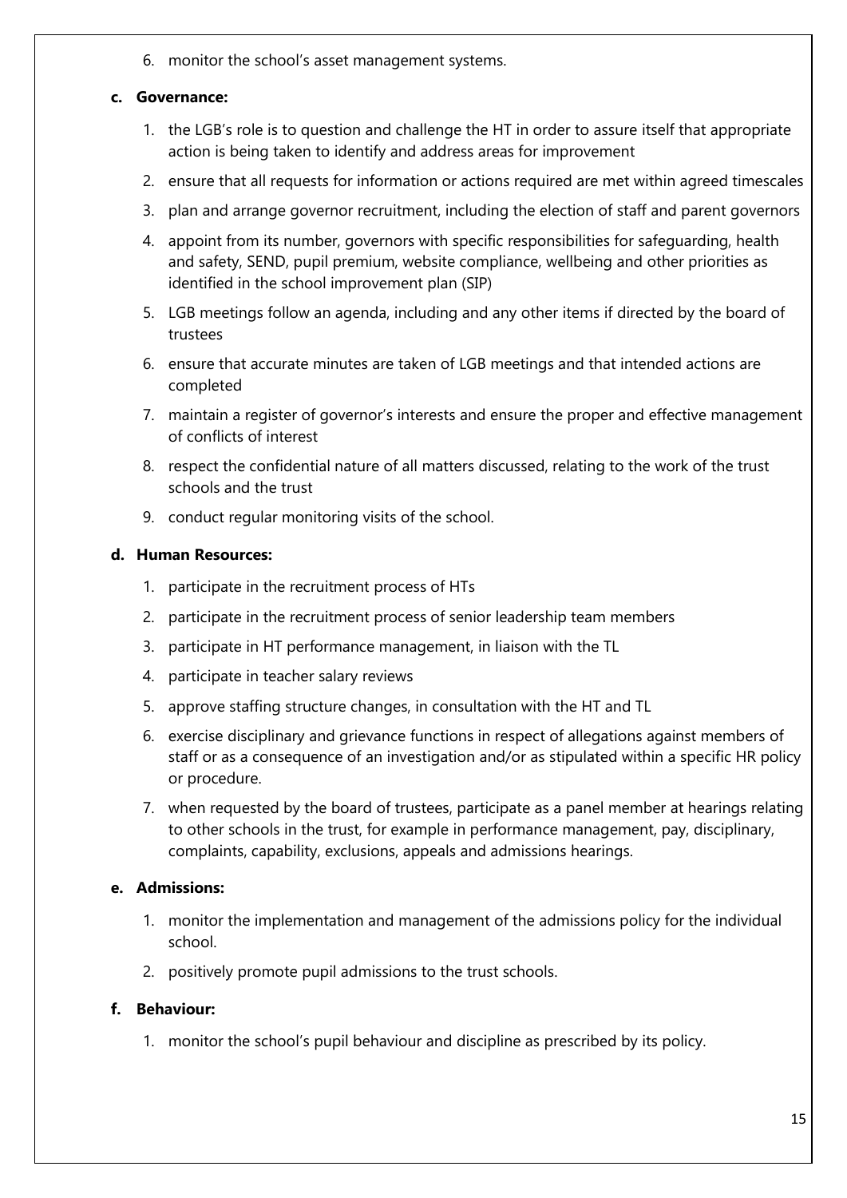6. monitor the school's asset management systems.

**c. Governance:**

1. the LGB's role is to question and challenge the HT in order to assure itself that appropriate action is being taken to identify and address areas for improvement
2. ensure that all requests for information or actions required are met within agreed timescales
3. plan and arrange governor recruitment, including the election of staff and parent governors
4. appoint from its number, governors with specific responsibilities for safeguarding, health and safety, SEND, pupil premium, website compliance, wellbeing and other priorities as identified in the school improvement plan (SIP)
5. LGB meetings follow an agenda, including and any other items if directed by the board of trustees
6. ensure that accurate minutes are taken of LGB meetings and that intended actions are completed
7. maintain a register of governor's interests and ensure the proper and effective management of conflicts of interest
8. respect the confidential nature of all matters discussed, relating to the work of the trust schools and the trust
9. conduct regular monitoring visits of the school.

**d. Human Resources:**

1. participate in the recruitment process of HTs
2. participate in the recruitment process of senior leadership team members
3. participate in HT performance management, in liaison with the TL
4. participate in teacher salary reviews
5. approve staffing structure changes, in consultation with the HT and TL
6. exercise disciplinary and grievance functions in respect of allegations against members of staff or as a consequence of an investigation and/or as stipulated within a specific HR policy or procedure.
7. when requested by the board of trustees, participate as a panel member at hearings relating to other schools in the trust, for example in performance management, pay, disciplinary, complaints, capability, exclusions, appeals and admissions hearings.

**e. Admissions:**

1. monitor the implementation and management of the admissions policy for the individual school.
2. positively promote pupil admissions to the trust schools.

**f. Behaviour:**

1. monitor the school's pupil behaviour and discipline as prescribed by its policy.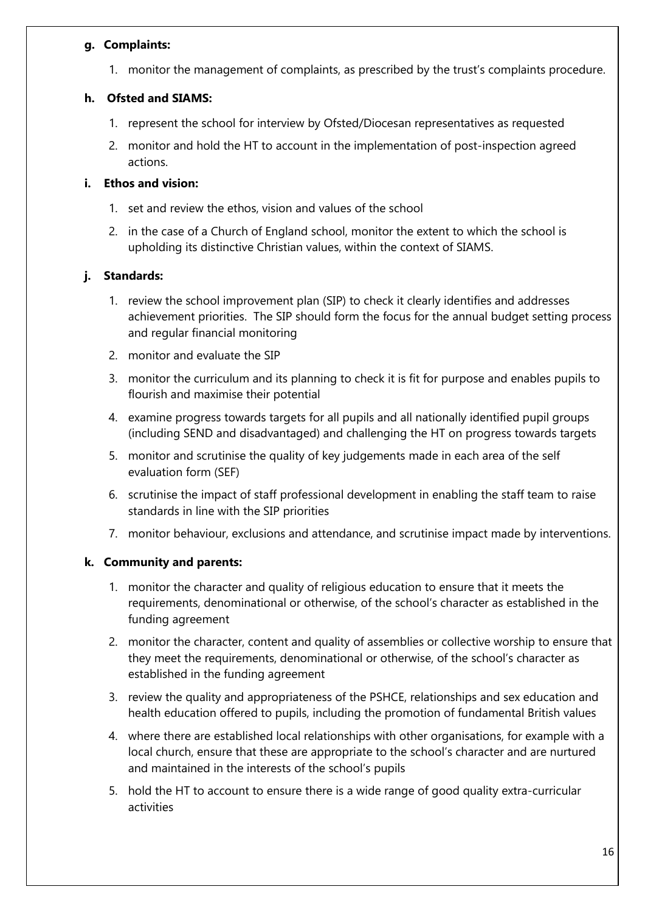**g. Complaints:**

1. monitor the management of complaints, as prescribed by the trust's complaints procedure.

**h. Ofsted and SIAMS:**

1. represent the school for interview by Ofsted/Diocesan representatives as requested
2. monitor and hold the HT to account in the implementation of post-inspection agreed actions.

**i. Ethos and vision:**

1. set and review the ethos, vision and values of the school
2. in the case of a Church of England school, monitor the extent to which the school is upholding its distinctive Christian values, within the context of SIAMS.

**j. Standards:**

1. review the school improvement plan (SIP) to check it clearly identifies and addresses achievement priorities. The SIP should form the focus for the annual budget setting process and regular financial monitoring
2. monitor and evaluate the SIP
3. monitor the curriculum and its planning to check it is fit for purpose and enables pupils to flourish and maximise their potential
4. examine progress towards targets for all pupils and all nationally identified pupil groups (including SEND and disadvantaged) and challenging the HT on progress towards targets
5. monitor and scrutinise the quality of key judgements made in each area of the self evaluation form (SEF)
6. scrutinise the impact of staff professional development in enabling the staff team to raise standards in line with the SIP priorities
7. monitor behaviour, exclusions and attendance, and scrutinise impact made by interventions.

**k. Community and parents:**

1. monitor the character and quality of religious education to ensure that it meets the requirements, denominational or otherwise, of the school's character as established in the funding agreement
2. monitor the character, content and quality of assemblies or collective worship to ensure that they meet the requirements, denominational or otherwise, of the school's character as established in the funding agreement
3. review the quality and appropriateness of the PSHCE, relationships and sex education and health education offered to pupils, including the promotion of fundamental British values
4. where there are established local relationships with other organisations, for example with a local church, ensure that these are appropriate to the school's character and are nurtured and maintained in the interests of the school's pupils
5. hold the HT to account to ensure there is a wide range of good quality extra-curricular activities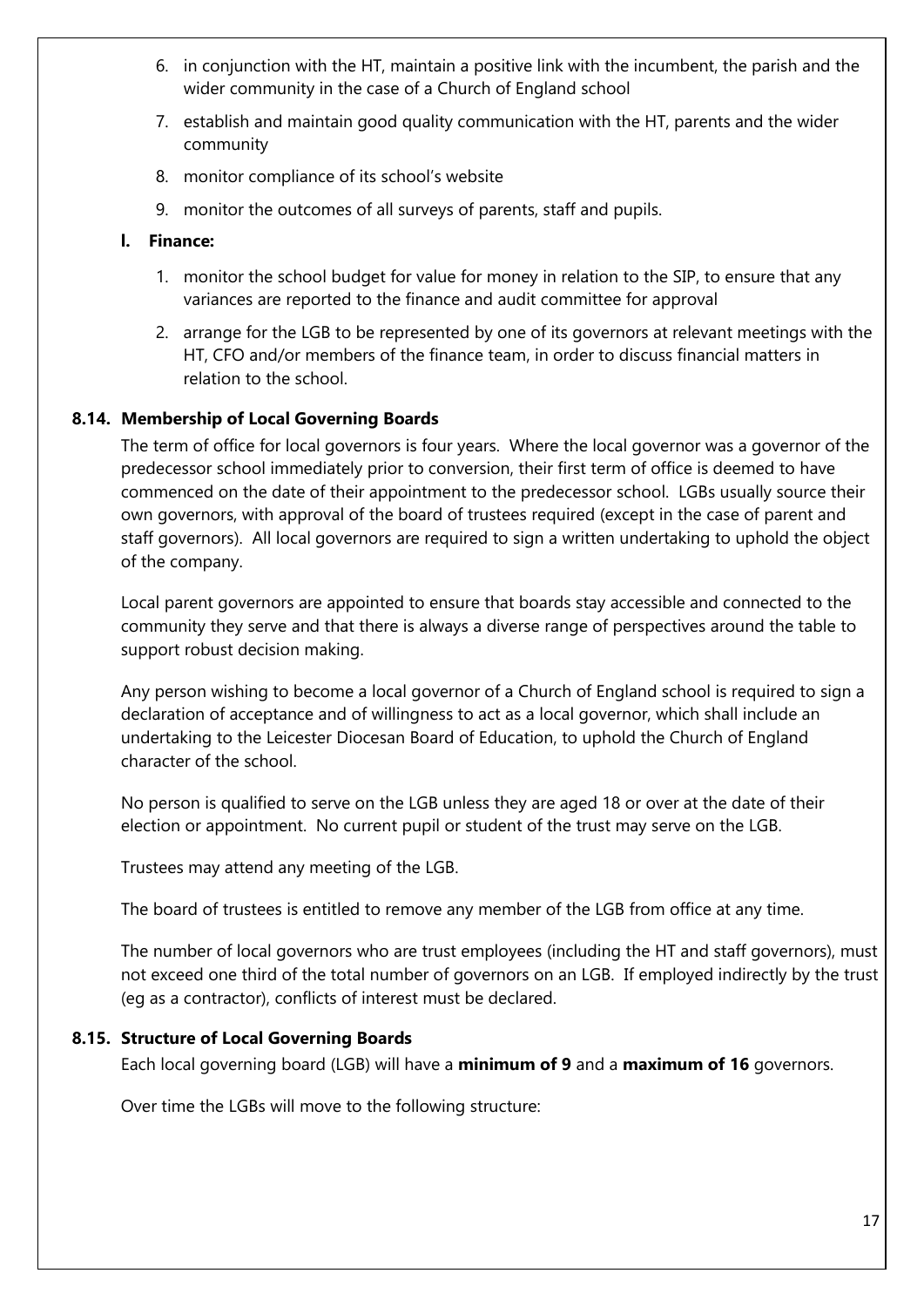6. in conjunction with the HT, maintain a positive link with the incumbent, the parish and the wider community in the case of a Church of England school
7. establish and maintain good quality communication with the HT, parents and the wider community
8. monitor compliance of its school's website
9. monitor the outcomes of all surveys of parents, staff and pupils.

**l. Finance:**

1. monitor the school budget for value for money in relation to the SIP, to ensure that any variances are reported to the finance and audit committee for approval
2. arrange for the LGB to be represented by one of its governors at relevant meetings with the HT, CFO and/or members of the finance team, in order to discuss financial matters in relation to the school.

### 8.14. Membership of Local Governing Boards

The term of office for local governors is four years. Where the local governor was a governor of the predecessor school immediately prior to conversion, their first term of office is deemed to have commenced on the date of their appointment to the predecessor school. LGBs usually source their own governors, with approval of the board of trustees required (except in the case of parent and staff governors). All local governors are required to sign a written undertaking to uphold the object of the company.

Local parent governors are appointed to ensure that boards stay accessible and connected to the community they serve and that there is always a diverse range of perspectives around the table to support robust decision making.

Any person wishing to become a local governor of a Church of England school is required to sign a declaration of acceptance and of willingness to act as a local governor, which shall include an undertaking to the Leicester Diocesan Board of Education, to uphold the Church of England character of the school.

No person is qualified to serve on the LGB unless they are aged 18 or over at the date of their election or appointment. No current pupil or student of the trust may serve on the LGB.

Trustees may attend any meeting of the LGB.

The board of trustees is entitled to remove any member of the LGB from office at any time.

The number of local governors who are trust employees (including the HT and staff governors), must not exceed one third of the total number of governors on an LGB. If employed indirectly by the trust (eg as a contractor), conflicts of interest must be declared.

### 8.15. Structure of Local Governing Boards

Each local governing board (LGB) will have a **minimum of 9** and a **maximum of 16** governors.

Over time the LGBs will move to the following structure: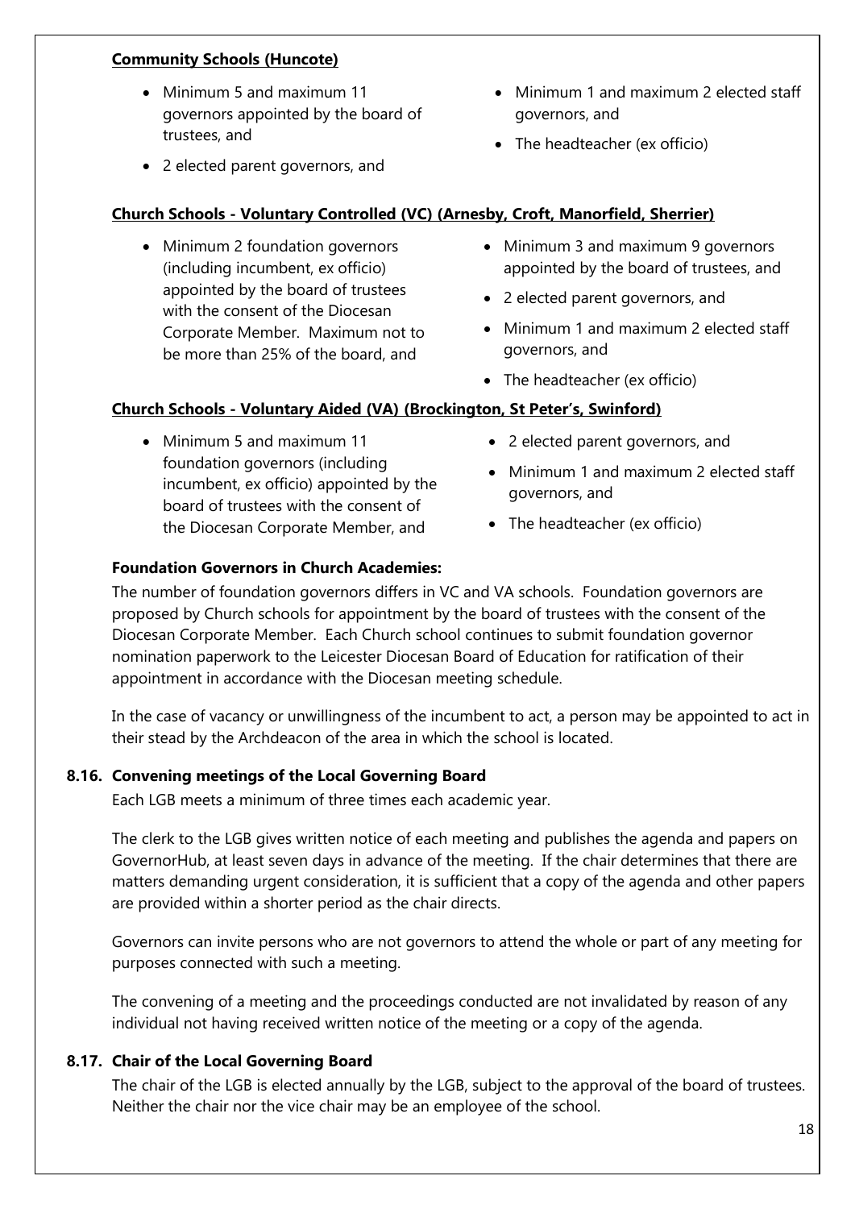**Community Schools (Huncote)**

- Minimum 5 and maximum 11 governors appointed by the board of trustees, and
- 2 elected parent governors, and
- Minimum 1 and maximum 2 elected staff governors, and
- The headteacher (ex officio)

**Church Schools - Voluntary Controlled (VC) (Arnesby, Croft, Manorfield, Sherrier)**

- Minimum 2 foundation governors (including incumbent, ex officio) appointed by the board of trustees with the consent of the Diocesan Corporate Member. Maximum not to be more than 25% of the board, and
- Minimum 3 and maximum 9 governors appointed by the board of trustees, and
- 2 elected parent governors, and
- Minimum 1 and maximum 2 elected staff governors, and
- The headteacher (ex officio)

**Church Schools - Voluntary Aided (VA) (Brockington, St Peter's, Swinford)**

- Minimum 5 and maximum 11 foundation governors (including incumbent, ex officio) appointed by the board of trustees with the consent of the Diocesan Corporate Member, and
- 2 elected parent governors, and
- Minimum 1 and maximum 2 elected staff governors, and
- The headteacher (ex officio)

**Foundation Governors in Church Academies:**

The number of foundation governors differs in VC and VA schools. Foundation governors are proposed by Church schools for appointment by the board of trustees with the consent of the Diocesan Corporate Member. Each Church school continues to submit foundation governor nomination paperwork to the Leicester Diocesan Board of Education for ratification of their appointment in accordance with the Diocesan meeting schedule.

In the case of vacancy or unwillingness of the incumbent to act, a person may be appointed to act in their stead by the Archdeacon of the area in which the school is located.

### 8.16. Convening meetings of the Local Governing Board

Each LGB meets a minimum of three times each academic year.

The clerk to the LGB gives written notice of each meeting and publishes the agenda and papers on GovernorHub, at least seven days in advance of the meeting. If the chair determines that there are matters demanding urgent consideration, it is sufficient that a copy of the agenda and other papers are provided within a shorter period as the chair directs.

Governors can invite persons who are not governors to attend the whole or part of any meeting for purposes connected with such a meeting.

The convening of a meeting and the proceedings conducted are not invalidated by reason of any individual not having received written notice of the meeting or a copy of the agenda.

### 8.17. Chair of the Local Governing Board

The chair of the LGB is elected annually by the LGB, subject to the approval of the board of trustees. Neither the chair nor the vice chair may be an employee of the school.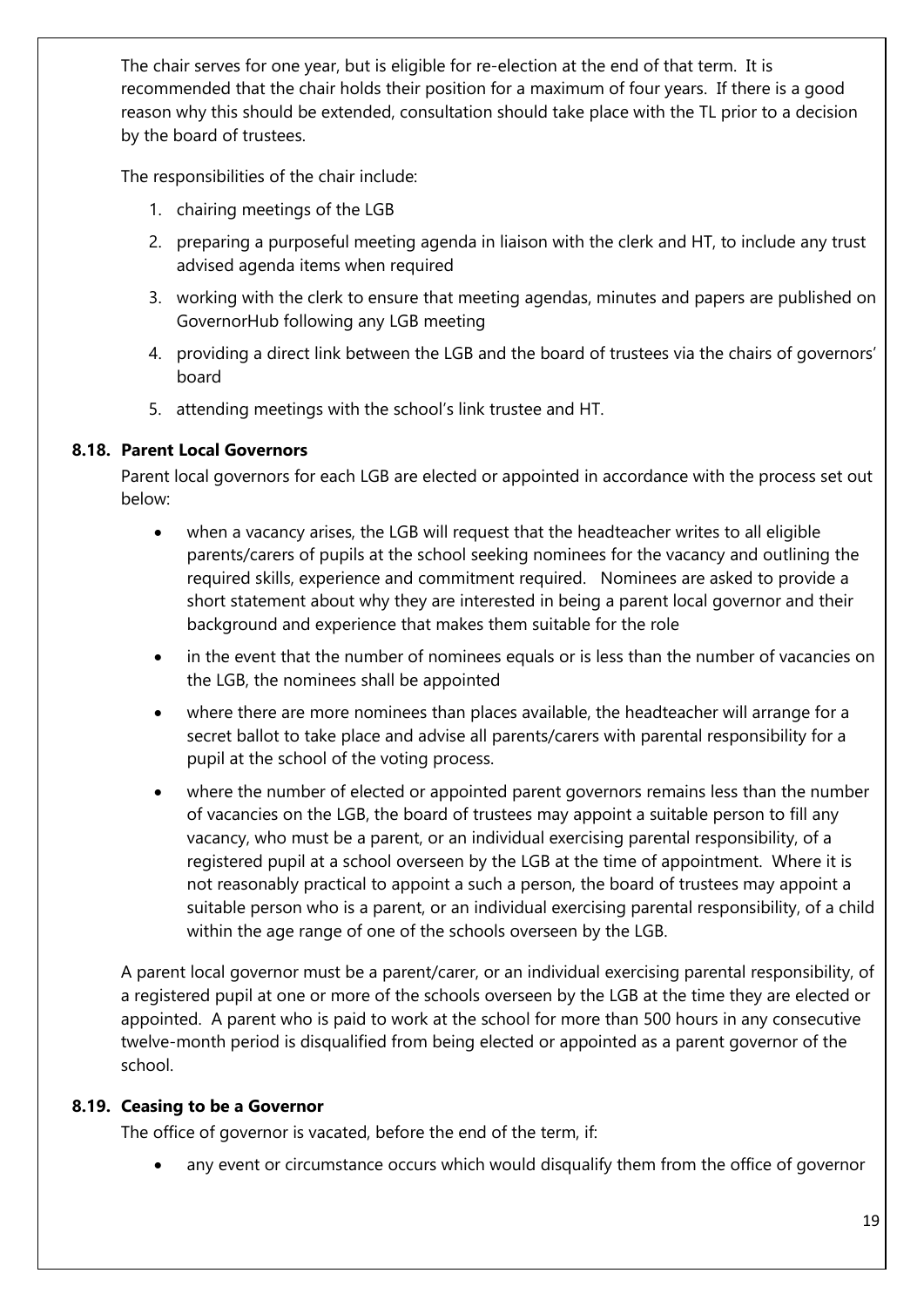The chair serves for one year, but is eligible for re-election at the end of that term. It is recommended that the chair holds their position for a maximum of four years. If there is a good reason why this should be extended, consultation should take place with the TL prior to a decision by the board of trustees.

The responsibilities of the chair include:

1. chairing meetings of the LGB
2. preparing a purposeful meeting agenda in liaison with the clerk and HT, to include any trust advised agenda items when required
3. working with the clerk to ensure that meeting agendas, minutes and papers are published on GovernorHub following any LGB meeting
4. providing a direct link between the LGB and the board of trustees via the chairs of governors' board
5. attending meetings with the school's link trustee and HT.

### 8.18. Parent Local Governors

Parent local governors for each LGB are elected or appointed in accordance with the process set out below:

- when a vacancy arises, the LGB will request that the headteacher writes to all eligible parents/carers of pupils at the school seeking nominees for the vacancy and outlining the required skills, experience and commitment required. Nominees are asked to provide a short statement about why they are interested in being a parent local governor and their background and experience that makes them suitable for the role
- in the event that the number of nominees equals or is less than the number of vacancies on the LGB, the nominees shall be appointed
- where there are more nominees than places available, the headteacher will arrange for a secret ballot to take place and advise all parents/carers with parental responsibility for a pupil at the school of the voting process.
- where the number of elected or appointed parent governors remains less than the number of vacancies on the LGB, the board of trustees may appoint a suitable person to fill any vacancy, who must be a parent, or an individual exercising parental responsibility, of a registered pupil at a school overseen by the LGB at the time of appointment. Where it is not reasonably practical to appoint a such a person, the board of trustees may appoint a suitable person who is a parent, or an individual exercising parental responsibility, of a child within the age range of one of the schools overseen by the LGB.

A parent local governor must be a parent/carer, or an individual exercising parental responsibility, of a registered pupil at one or more of the schools overseen by the LGB at the time they are elected or appointed. A parent who is paid to work at the school for more than 500 hours in any consecutive twelve-month period is disqualified from being elected or appointed as a parent governor of the school.

### 8.19. Ceasing to be a Governor

The office of governor is vacated, before the end of the term, if:

- any event or circumstance occurs which would disqualify them from the office of governor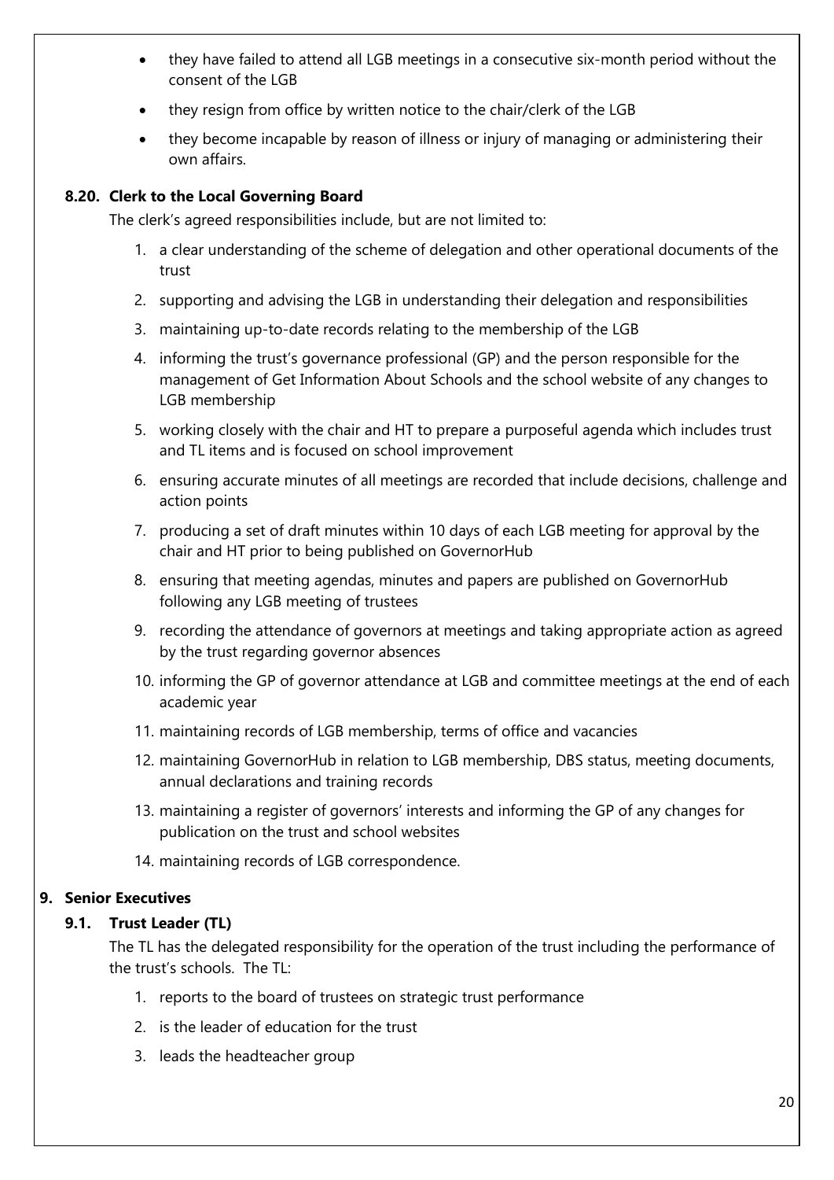- they have failed to attend all LGB meetings in a consecutive six-month period without the consent of the LGB
- they resign from office by written notice to the chair/clerk of the LGB
- they become incapable by reason of illness or injury of managing or administering their own affairs.

### 8.20. Clerk to the Local Governing Board

The clerk's agreed responsibilities include, but are not limited to:

1. a clear understanding of the scheme of delegation and other operational documents of the trust
2. supporting and advising the LGB in understanding their delegation and responsibilities
3. maintaining up-to-date records relating to the membership of the LGB
4. informing the trust's governance professional (GP) and the person responsible for the management of Get Information About Schools and the school website of any changes to LGB membership
5. working closely with the chair and HT to prepare a purposeful agenda which includes trust and TL items and is focused on school improvement
6. ensuring accurate minutes of all meetings are recorded that include decisions, challenge and action points
7. producing a set of draft minutes within 10 days of each LGB meeting for approval by the chair and HT prior to being published on GovernorHub
8. ensuring that meeting agendas, minutes and papers are published on GovernorHub following any LGB meeting of trustees
9. recording the attendance of governors at meetings and taking appropriate action as agreed by the trust regarding governor absences
10. informing the GP of governor attendance at LGB and committee meetings at the end of each academic year
11. maintaining records of LGB membership, terms of office and vacancies
12. maintaining GovernorHub in relation to LGB membership, DBS status, meeting documents, annual declarations and training records
13. maintaining a register of governors' interests and informing the GP of any changes for publication on the trust and school websites
14. maintaining records of LGB correspondence.

## 9. Senior Executives

### 9.1. Trust Leader (TL)

The TL has the delegated responsibility for the operation of the trust including the performance of the trust's schools. The TL:

1. reports to the board of trustees on strategic trust performance
2. is the leader of education for the trust
3. leads the headteacher group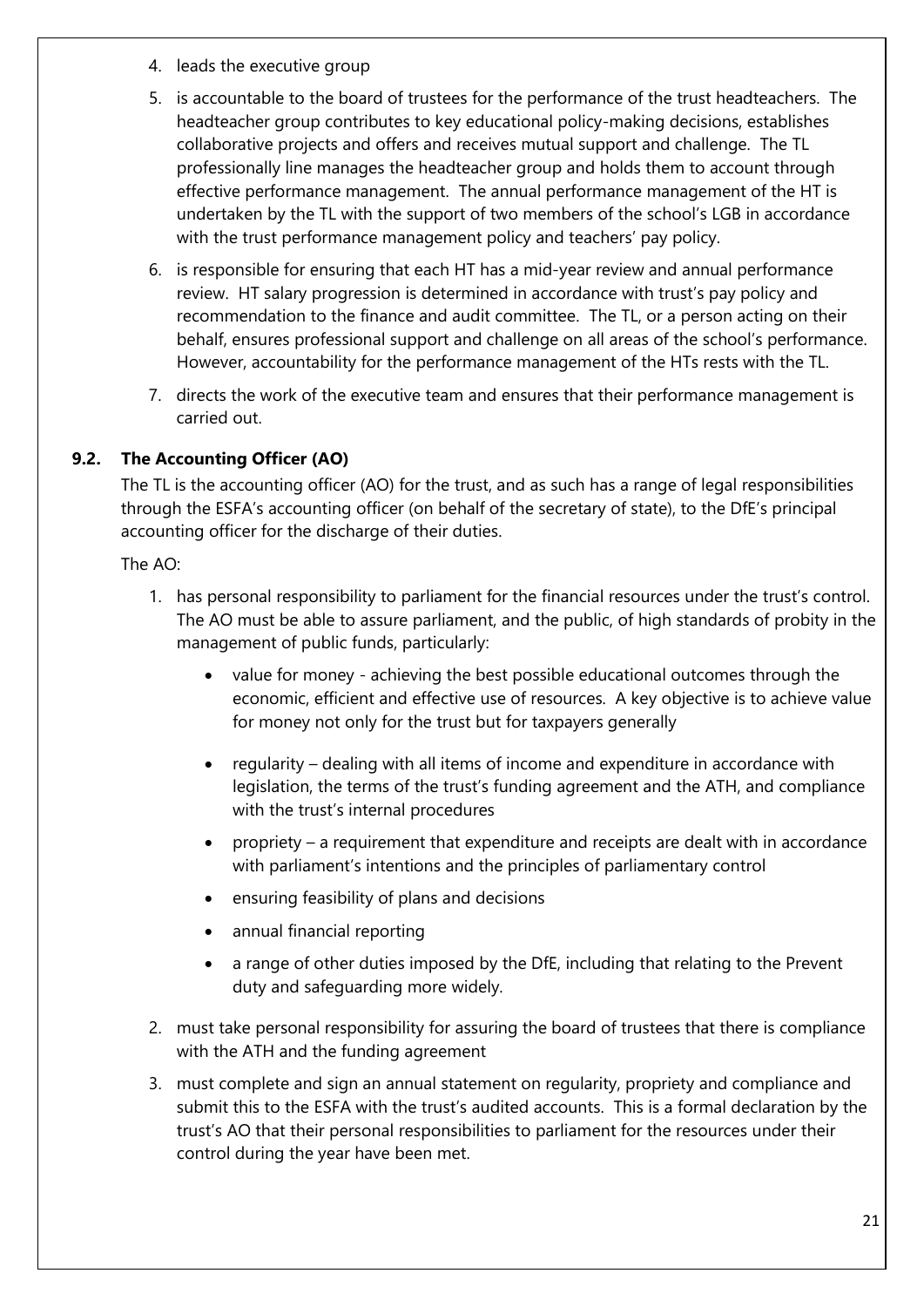4. leads the executive group
5. is accountable to the board of trustees for the performance of the trust headteachers. The headteacher group contributes to key educational policy-making decisions, establishes collaborative projects and offers and receives mutual support and challenge. The TL professionally line manages the headteacher group and holds them to account through effective performance management. The annual performance management of the HT is undertaken by the TL with the support of two members of the school's LGB in accordance with the trust performance management policy and teachers' pay policy.
6. is responsible for ensuring that each HT has a mid-year review and annual performance review. HT salary progression is determined in accordance with trust's pay policy and recommendation to the finance and audit committee. The TL, or a person acting on their behalf, ensures professional support and challenge on all areas of the school's performance. However, accountability for the performance management of the HTs rests with the TL.
7. directs the work of the executive team and ensures that their performance management is carried out.

### 9.2. The Accounting Officer (AO)

The TL is the accounting officer (AO) for the trust, and as such has a range of legal responsibilities through the ESFA's accounting officer (on behalf of the secretary of state), to the DfE's principal accounting officer for the discharge of their duties.

The AO:

1. has personal responsibility to parliament for the financial resources under the trust's control. The AO must be able to assure parliament, and the public, of high standards of probity in the management of public funds, particularly:
   - value for money - achieving the best possible educational outcomes through the economic, efficient and effective use of resources. A key objective is to achieve value for money not only for the trust but for taxpayers generally
   - regularity – dealing with all items of income and expenditure in accordance with legislation, the terms of the trust's funding agreement and the ATH, and compliance with the trust's internal procedures
   - propriety – a requirement that expenditure and receipts are dealt with in accordance with parliament's intentions and the principles of parliamentary control
   - ensuring feasibility of plans and decisions
   - annual financial reporting
   - a range of other duties imposed by the DfE, including that relating to the Prevent duty and safeguarding more widely.
2. must take personal responsibility for assuring the board of trustees that there is compliance with the ATH and the funding agreement
3. must complete and sign an annual statement on regularity, propriety and compliance and submit this to the ESFA with the trust's audited accounts. This is a formal declaration by the trust's AO that their personal responsibilities to parliament for the resources under their control during the year have been met.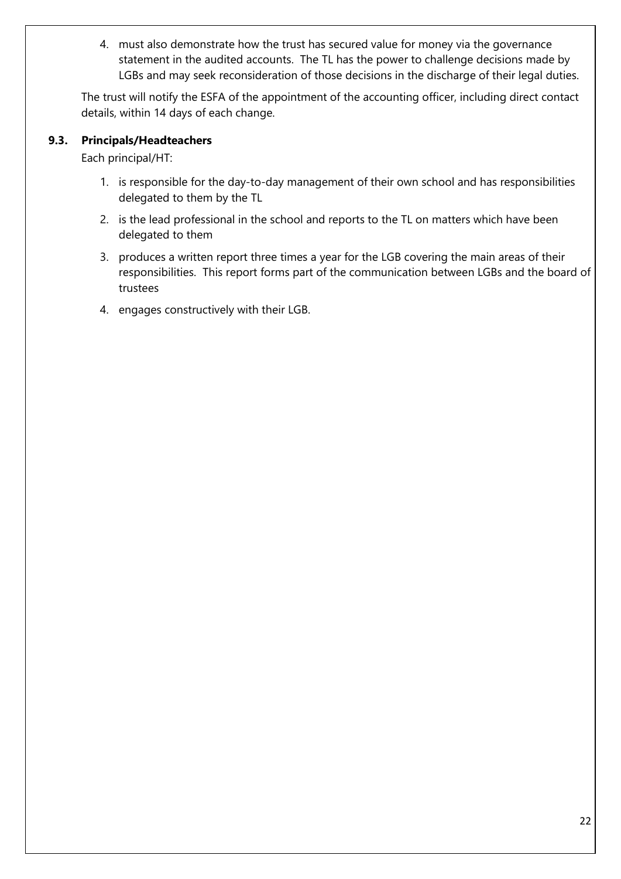4. must also demonstrate how the trust has secured value for money via the governance statement in the audited accounts. The TL has the power to challenge decisions made by LGBs and may seek reconsideration of those decisions in the discharge of their legal duties.

The trust will notify the ESFA of the appointment of the accounting officer, including direct contact details, within 14 days of each change.

### 9.3. Principals/Headteachers

Each principal/HT:

1. is responsible for the day-to-day management of their own school and has responsibilities delegated to them by the TL
2. is the lead professional in the school and reports to the TL on matters which have been delegated to them
3. produces a written report three times a year for the LGB covering the main areas of their responsibilities. This report forms part of the communication between LGBs and the board of trustees
4. engages constructively with their LGB.